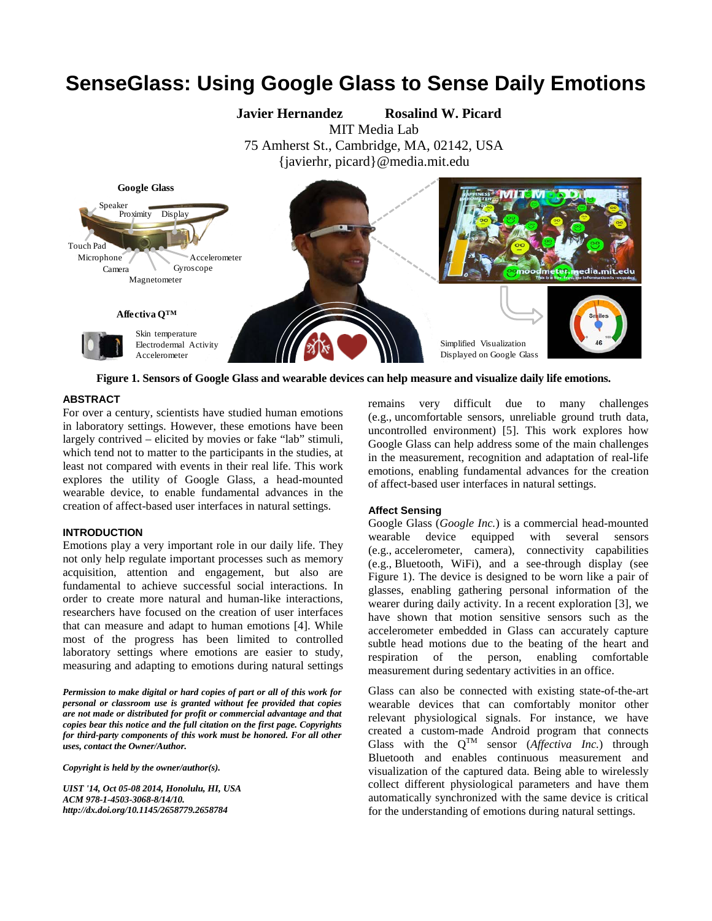# SenseGlass: Using Google Glass to Sense Daily Emotions

**Javier Hernandez** **Rosalind W. Picard**
MIT Media Lab
75 Amherst St., Cambridge, MA, 02142, USA
{javierhr, picard}@media.mit.edu

Google Glass
Speaker
Proximity
Display
Touch Pad
Microphone
Camera
Magnetometer
Gyroscope
Accelerometer

Affectiva Q™
Skin temperature
Electrodermal Activity
Accelerometer

Simplified Visualization Displayed on Google Glass

**Figure 1. Sensors of Google Glass and wearable devices can help measure and visualize daily life emotions.**

## ABSTRACT

For over a century, scientists have studied human emotions in laboratory settings. However, these emotions have been largely contrived – elicited by movies or fake "lab" stimuli, which tend not to matter to the participants in the studies, at least not compared with events in their real life. This work explores the utility of Google Glass, a head-mounted wearable device, to enable fundamental advances in the creation of affect-based user interfaces in natural settings.

## INTRODUCTION

Emotions play a very important role in our daily life. They not only help regulate important processes such as memory acquisition, attention and engagement, but also are fundamental to achieve successful social interactions. In order to create more natural and human-like interactions, researchers have focused on the creation of user interfaces that can measure and adapt to human emotions [4]. While most of the progress has been limited to controlled laboratory settings where emotions are easier to study, measuring and adapting to emotions during natural settings remains very difficult due to many challenges (e.g., uncomfortable sensors, unreliable ground truth data, uncontrolled environment) [5]. This work explores how Google Glass can help address some of the main challenges in the measurement, recognition and adaptation of real-life emotions, enabling fundamental advances for the creation of affect-based user interfaces in natural settings.

***Permission to make digital or hard copies of part or all of this work for personal or classroom use is granted without fee provided that copies are not made or distributed for profit or commercial advantage and that copies bear this notice and the full citation on the first page. Copyrights for third-party components of this work must be honored. For all other uses, contact the Owner/Author.***

***Copyright is held by the owner/author(s).***

***UIST '14, Oct 05-08 2014, Honolulu, HI, USA***
***ACM 978-1-4503-3068-8/14/10.***
***http://dx.doi.org/10.1145/2658779.2658784***

### Affect Sensing

Google Glass (*Google Inc.*) is a commercial head-mounted wearable device equipped with several sensors (e.g., accelerometer, camera), connectivity capabilities (e.g., Bluetooth, WiFi), and a see-through display (see Figure 1). The device is designed to be worn like a pair of glasses, enabling gathering personal information of the wearer during daily activity. In a recent exploration [3], we have shown that motion sensitive sensors such as the accelerometer embedded in Glass can accurately capture subtle head motions due to the beating of the heart and respiration of the person, enabling comfortable measurement during sedentary activities in an office.

Glass can also be connected with existing state-of-the-art wearable devices that can comfortably monitor other relevant physiological signals. For instance, we have created a custom-made Android program that connects Glass with the Q™ sensor (*Affectiva Inc.*) through Bluetooth and enables continuous measurement and visualization of the captured data. Being able to wirelessly collect different physiological parameters and have them automatically synchronized with the same device is critical for the understanding of emotions during natural settings.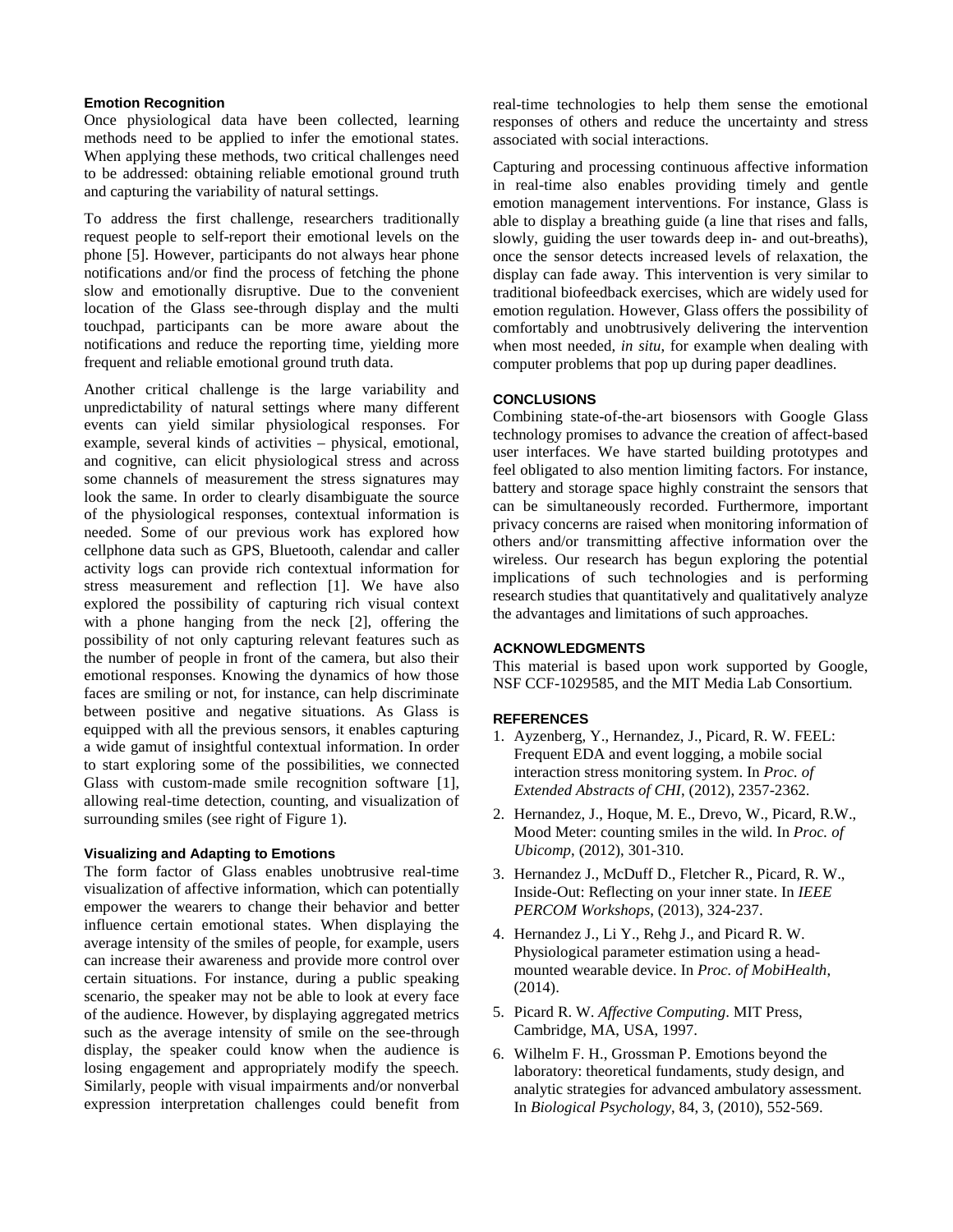### Emotion Recognition

Once physiological data have been collected, learning methods need to be applied to infer the emotional states. When applying these methods, two critical challenges need to be addressed: obtaining reliable emotional ground truth and capturing the variability of natural settings.

To address the first challenge, researchers traditionally request people to self-report their emotional levels on the phone [5]. However, participants do not always hear phone notifications and/or find the process of fetching the phone slow and emotionally disruptive. Due to the convenient location of the Glass see-through display and the multi touchpad, participants can be more aware about the notifications and reduce the reporting time, yielding more frequent and reliable emotional ground truth data.

Another critical challenge is the large variability and unpredictability of natural settings where many different events can yield similar physiological responses. For example, several kinds of activities – physical, emotional, and cognitive, can elicit physiological stress and across some channels of measurement the stress signatures may look the same. In order to clearly disambiguate the source of the physiological responses, contextual information is needed. Some of our previous work has explored how cellphone data such as GPS, Bluetooth, calendar and caller activity logs can provide rich contextual information for stress measurement and reflection [1]. We have also explored the possibility of capturing rich visual context with a phone hanging from the neck [2], offering the possibility of not only capturing relevant features such as the number of people in front of the camera, but also their emotional responses. Knowing the dynamics of how those faces are smiling or not, for instance, can help discriminate between positive and negative situations. As Glass is equipped with all the previous sensors, it enables capturing a wide gamut of insightful contextual information. In order to start exploring some of the possibilities, we connected Glass with custom-made smile recognition software [1], allowing real-time detection, counting, and visualization of surrounding smiles (see right of Figure 1).

### Visualizing and Adapting to Emotions

The form factor of Glass enables unobtrusive real-time visualization of affective information, which can potentially empower the wearers to change their behavior and better influence certain emotional states. When displaying the average intensity of the smiles of people, for example, users can increase their awareness and provide more control over certain situations. For instance, during a public speaking scenario, the speaker may not be able to look at every face of the audience. However, by displaying aggregated metrics such as the average intensity of smile on the see-through display, the speaker could know when the audience is losing engagement and appropriately modify the speech. Similarly, people with visual impairments and/or nonverbal expression interpretation challenges could benefit from real-time technologies to help them sense the emotional responses of others and reduce the uncertainty and stress associated with social interactions.

Capturing and processing continuous affective information in real-time also enables providing timely and gentle emotion management interventions. For instance, Glass is able to display a breathing guide (a line that rises and falls, slowly, guiding the user towards deep in- and out-breaths), once the sensor detects increased levels of relaxation, the display can fade away. This intervention is very similar to traditional biofeedback exercises, which are widely used for emotion regulation. However, Glass offers the possibility of comfortably and unobtrusively delivering the intervention when most needed, *in situ*, for example when dealing with computer problems that pop up during paper deadlines.

## CONCLUSIONS

Combining state-of-the-art biosensors with Google Glass technology promises to advance the creation of affect-based user interfaces. We have started building prototypes and feel obligated to also mention limiting factors. For instance, battery and storage space highly constraint the sensors that can be simultaneously recorded. Furthermore, important privacy concerns are raised when monitoring information of others and/or transmitting affective information over the wireless. Our research has begun exploring the potential implications of such technologies and is performing research studies that quantitatively and qualitatively analyze the advantages and limitations of such approaches.

## ACKNOWLEDGMENTS

This material is based upon work supported by Google, NSF CCF-1029585, and the MIT Media Lab Consortium.

## REFERENCES

1. Ayzenberg, Y., Hernandez, J., Picard, R. W. FEEL: Frequent EDA and event logging, a mobile social interaction stress monitoring system. In *Proc. of Extended Abstracts of CHI*, (2012), 2357-2362.
2. Hernandez, J., Hoque, M. E., Drevo, W., Picard, R.W., Mood Meter: counting smiles in the wild. In *Proc. of Ubicomp*, (2012), 301-310.
3. Hernandez J., McDuff D., Fletcher R., Picard, R. W., Inside-Out: Reflecting on your inner state. In *IEEE PERCOM Workshops*, (2013), 324-237.
4. Hernandez J., Li Y., Rehg J., and Picard R. W. Physiological parameter estimation using a head-mounted wearable device. In *Proc. of MobiHealth*, (2014).
5. Picard R. W. *Affective Computing*. MIT Press, Cambridge, MA, USA, 1997.
6. Wilhelm F. H., Grossman P. Emotions beyond the laboratory: theoretical fundaments, study design, and analytic strategies for advanced ambulatory assessment. In *Biological Psychology*, 84, 3, (2010), 552-569.